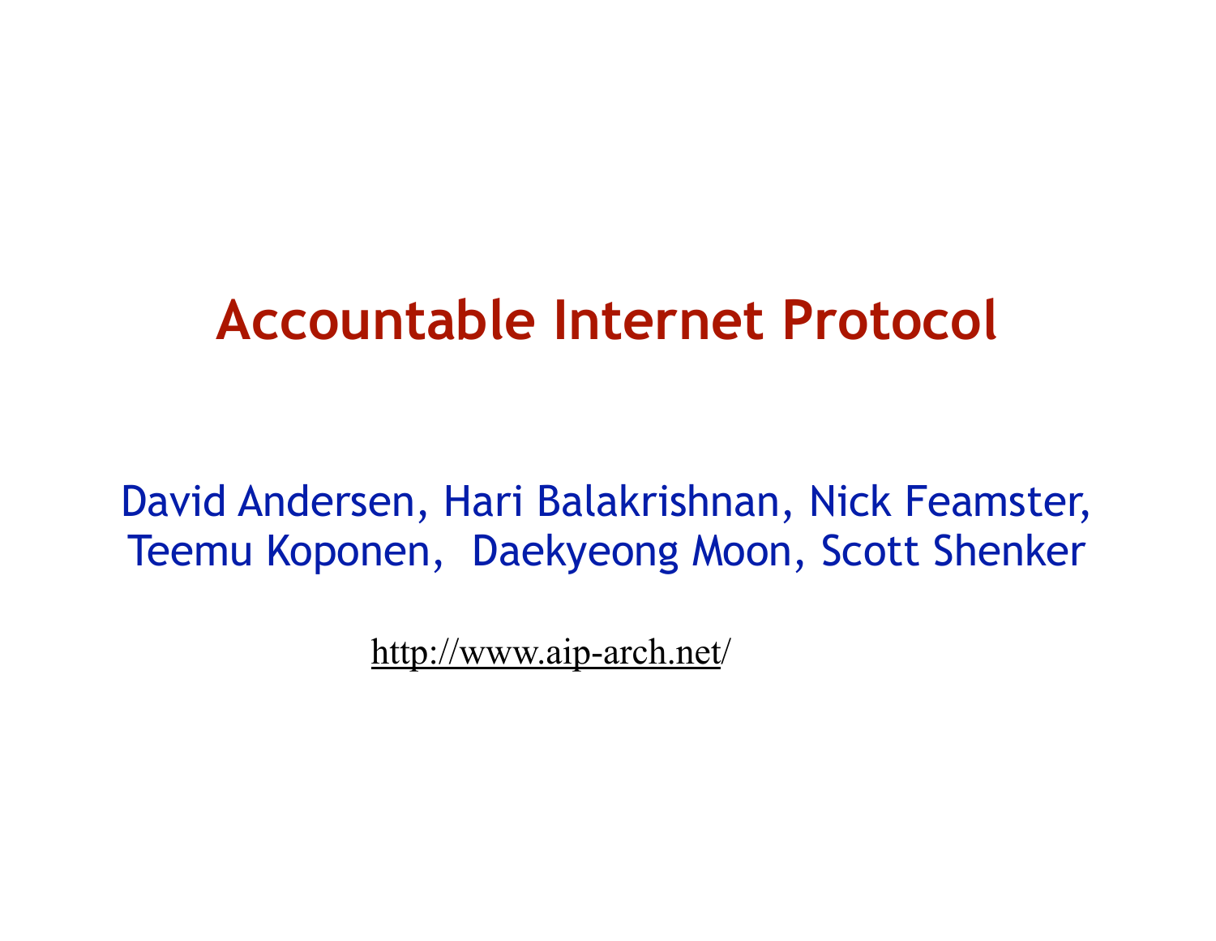# Accountable Internet Protocol

David Andersen, Hari Balakrishnan, Nick Feamster, Teemu Koponen, Daekyeong Moon, Scott Shenker

http://www.aip-arch.net/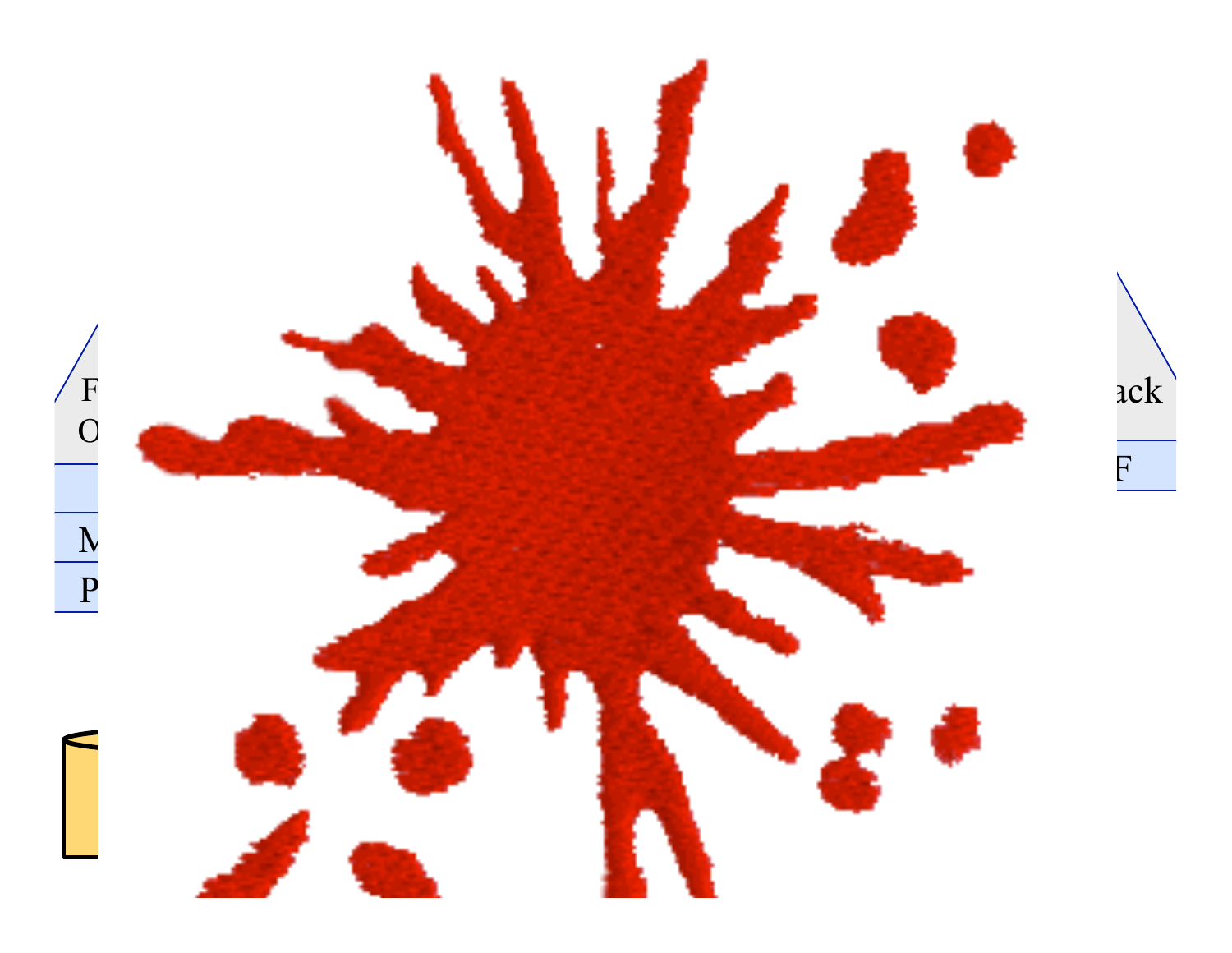F
O

M
P

ack

F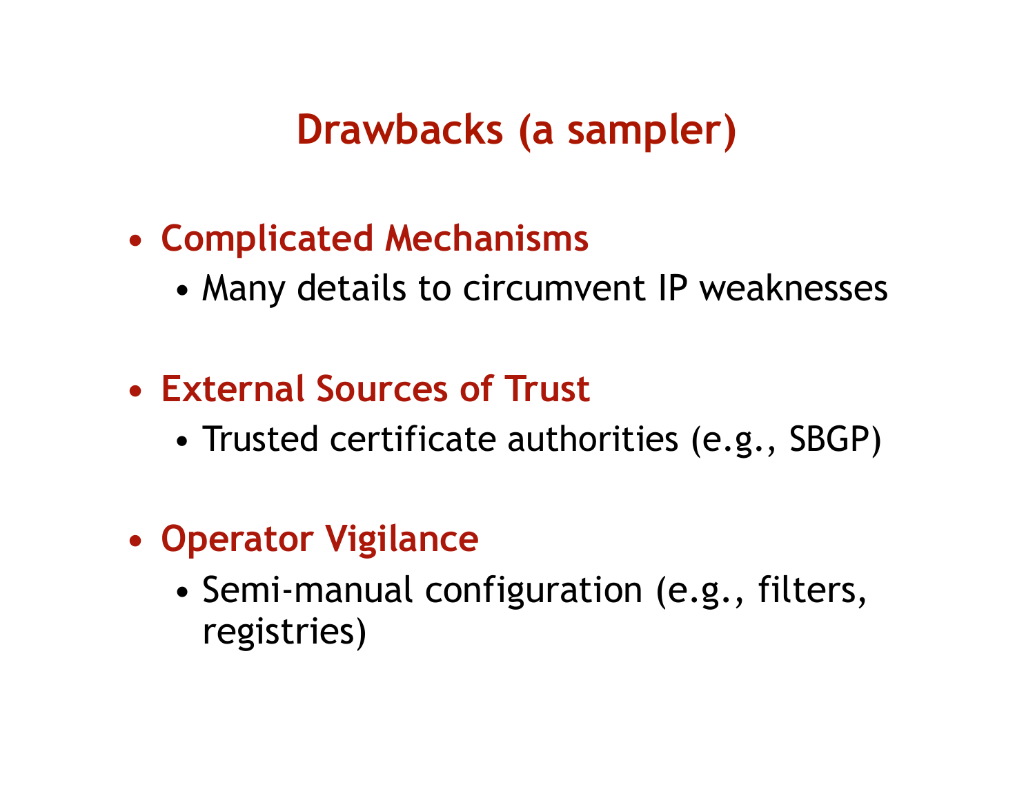# Drawbacks (a sampler)

- **Complicated Mechanisms**
  - Many details to circumvent IP weaknesses
- **External Sources of Trust**
  - Trusted certificate authorities (e.g., SBGP)
- **Operator Vigilance**
  - Semi-manual configuration (e.g., filters, registries)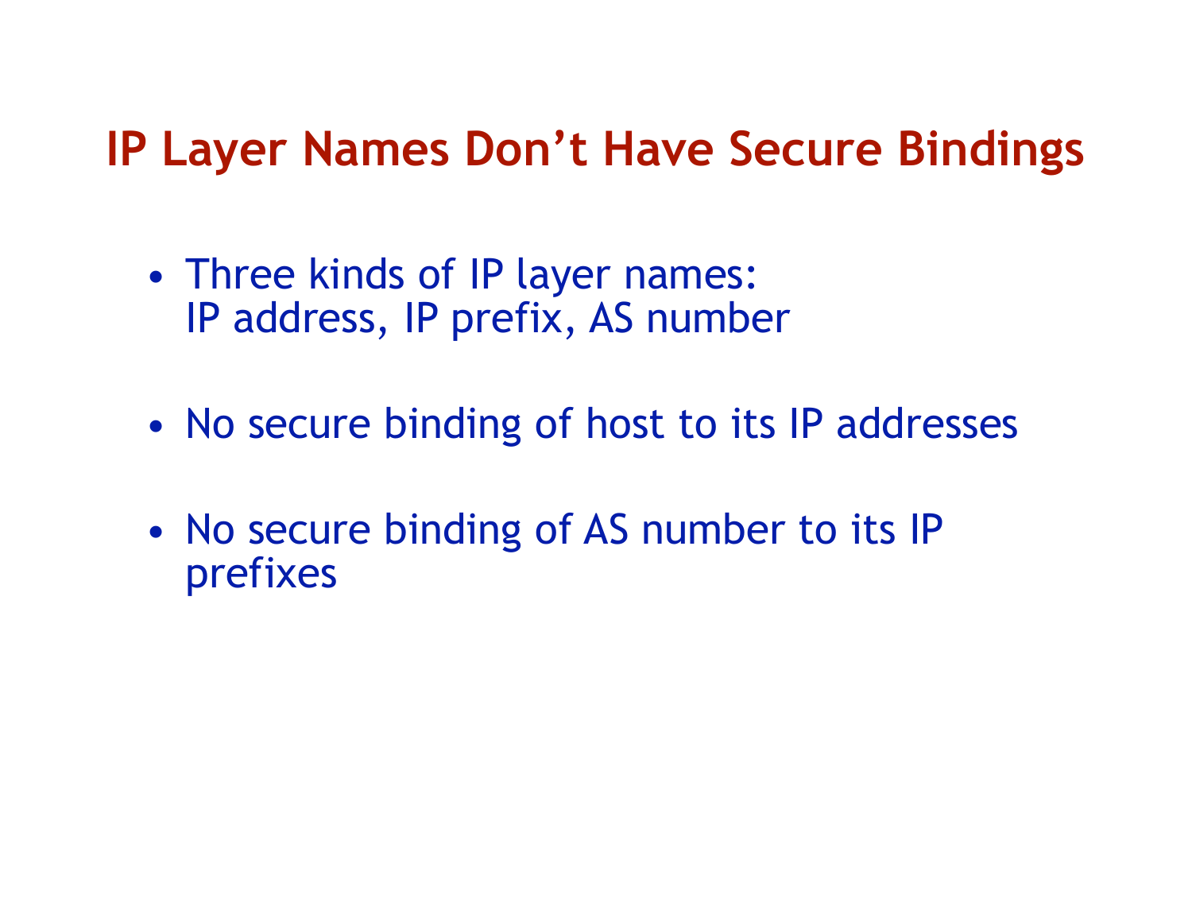# IP Layer Names Don't Have Secure Bindings

- Three kinds of IP layer names: IP address, IP prefix, AS number
- No secure binding of host to its IP addresses
- No secure binding of AS number to its IP prefixes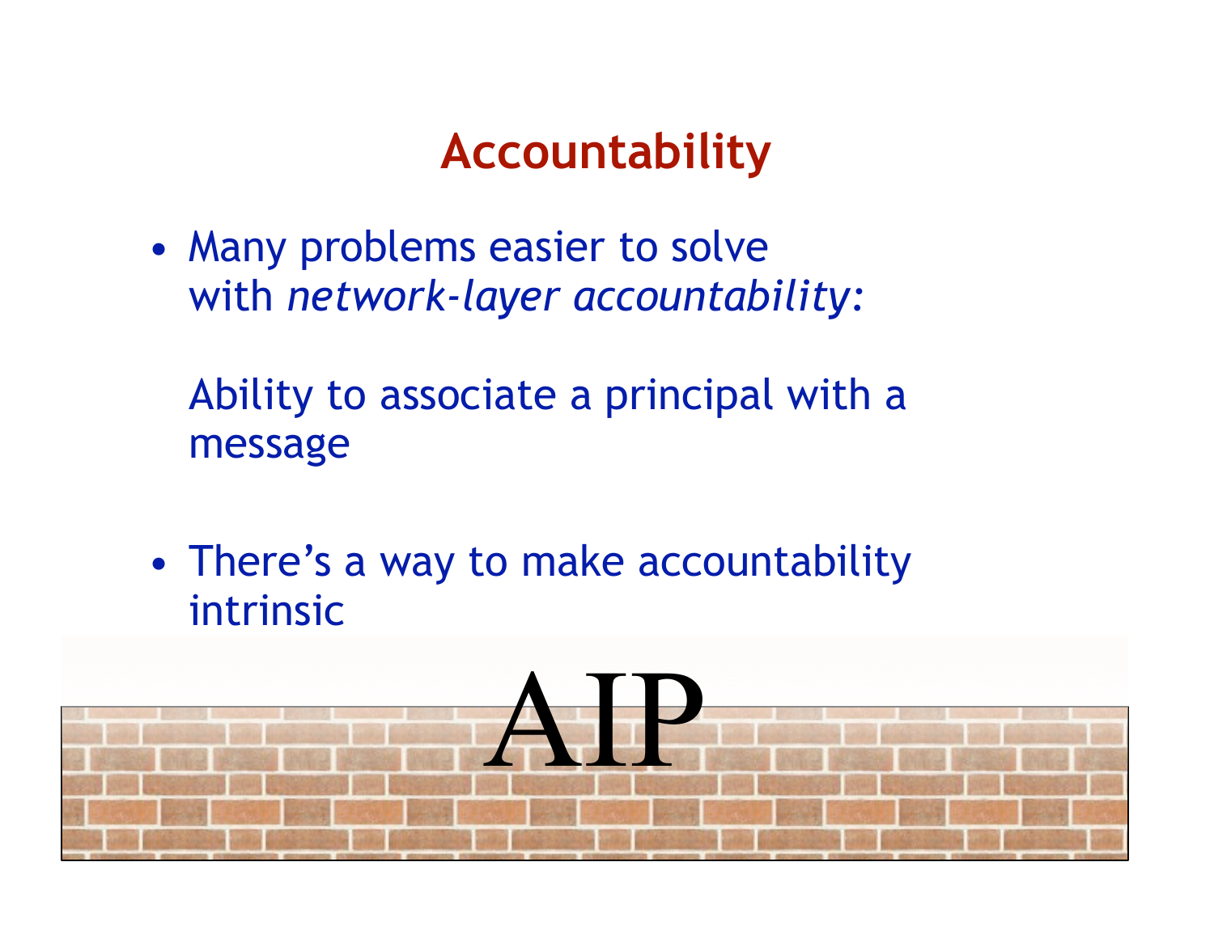# Accountability

- Many problems easier to solve with *network-layer accountability:*

  Ability to associate a principal with a message

- There's a way to make accountability intrinsic

AIP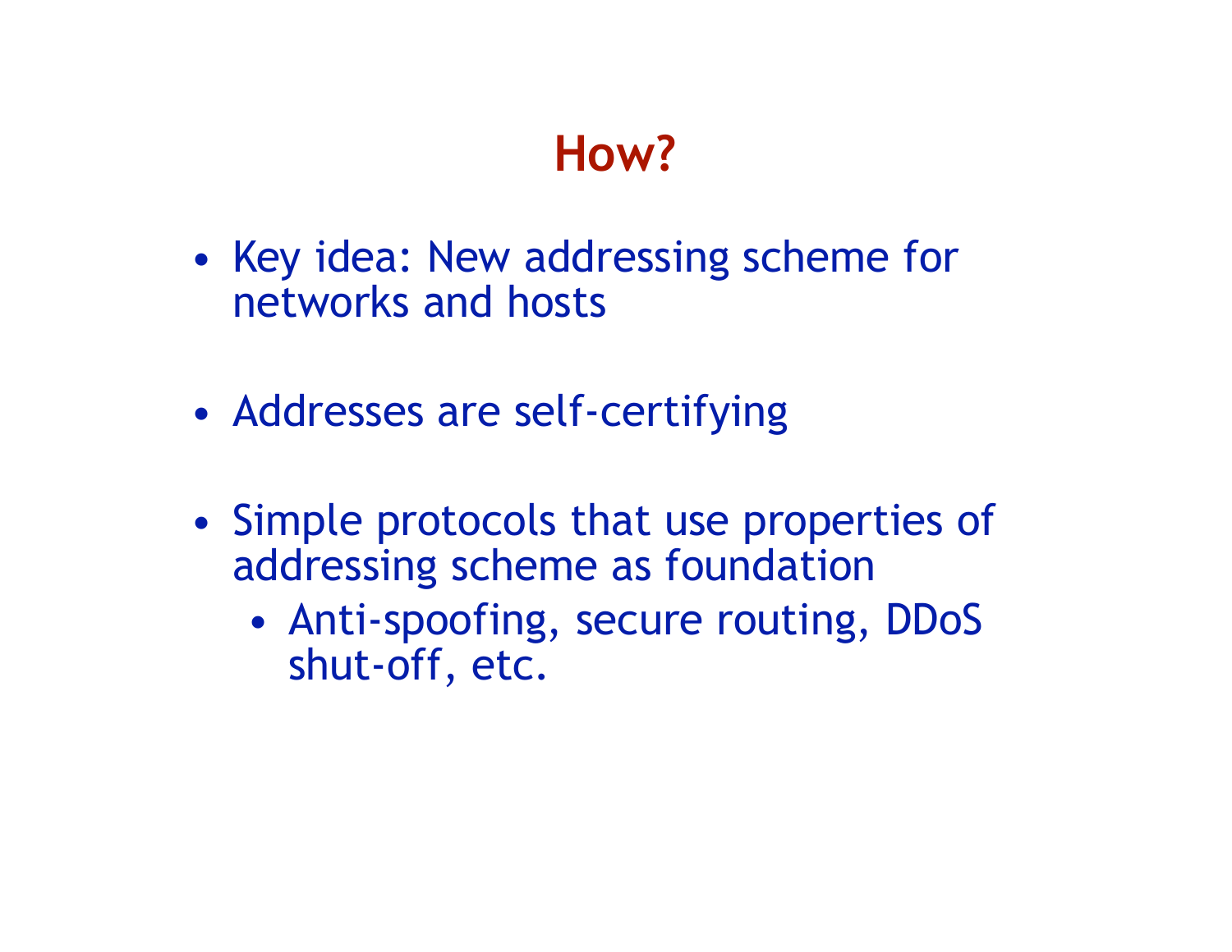# How?

- Key idea: New addressing scheme for networks and hosts
- Addresses are self-certifying
- Simple protocols that use properties of addressing scheme as foundation
  - Anti-spoofing, secure routing, DDoS shut-off, etc.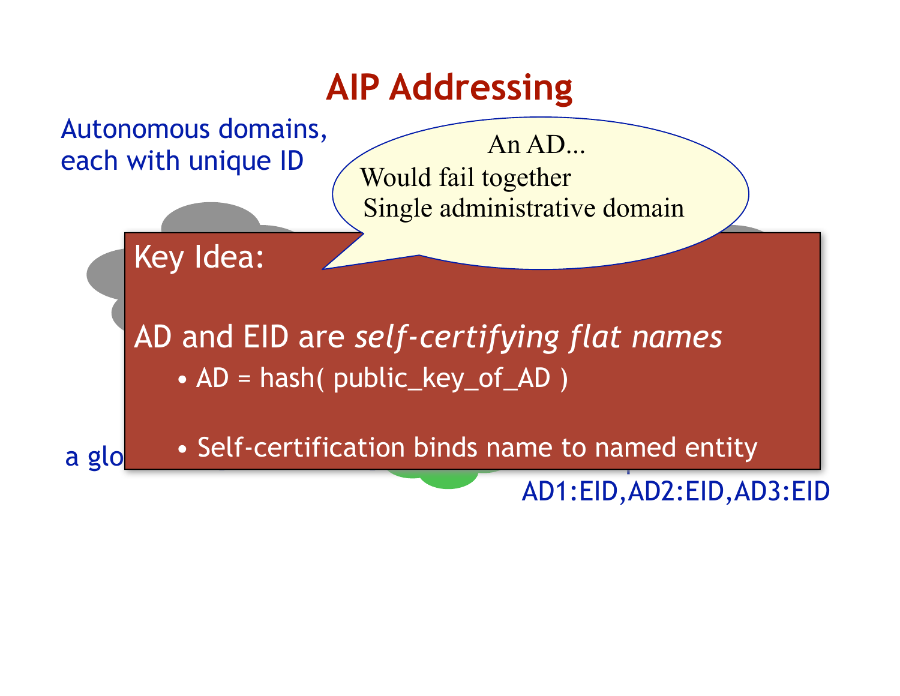# AIP Addressing

Autonomous domains, each with unique ID

An AD...
Would fail together
Single administrative domain

Key Idea:

AD and EID are *self-certifying flat names*

- AD = hash( public_key_of_AD )
- Self-certification binds name to named entity

a glo

AD1:EID,AD2:EID,AD3:EID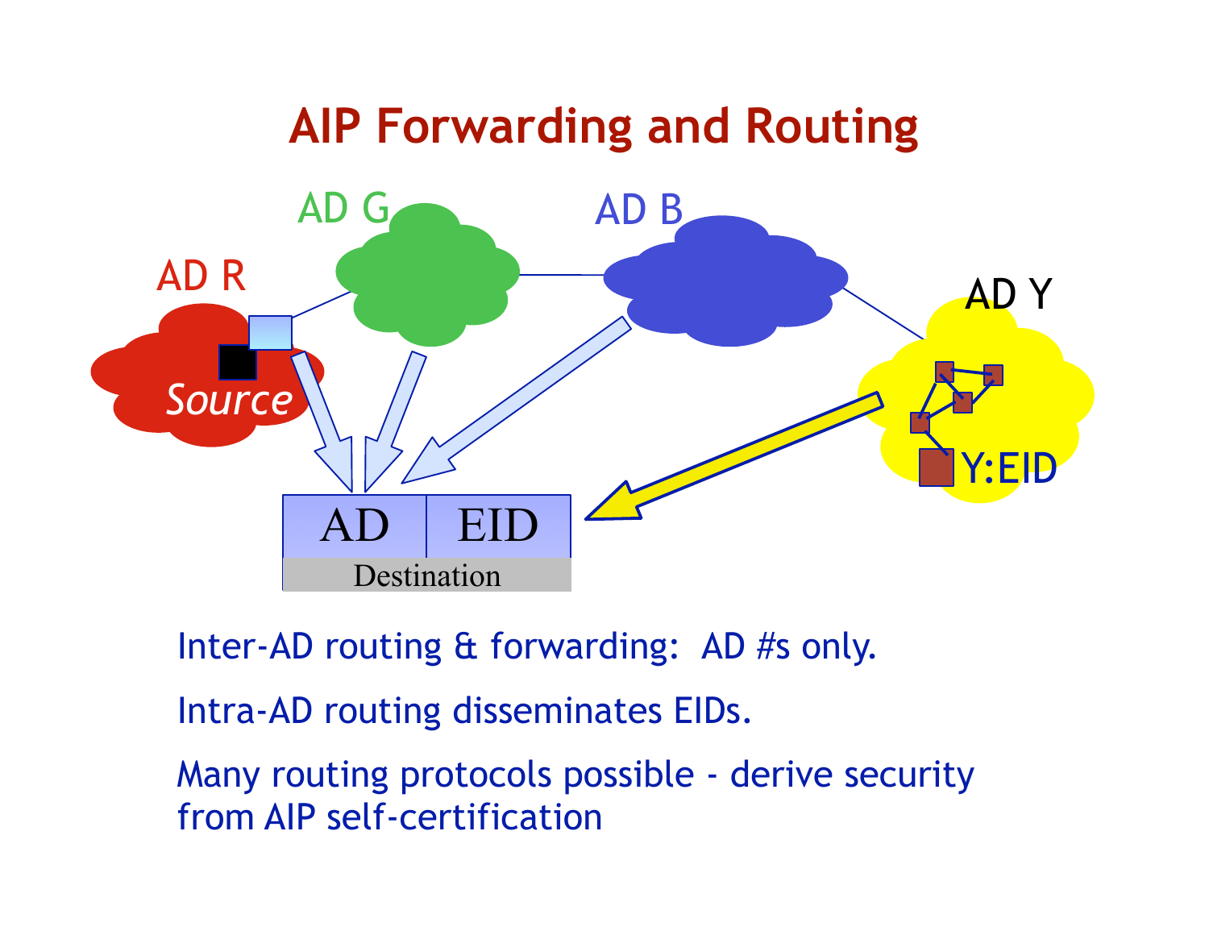# AIP Forwarding and Routing

Inter-AD routing & forwarding: AD #s only.

Intra-AD routing disseminates EIDs.

Many routing protocols possible - derive security from AIP self-certification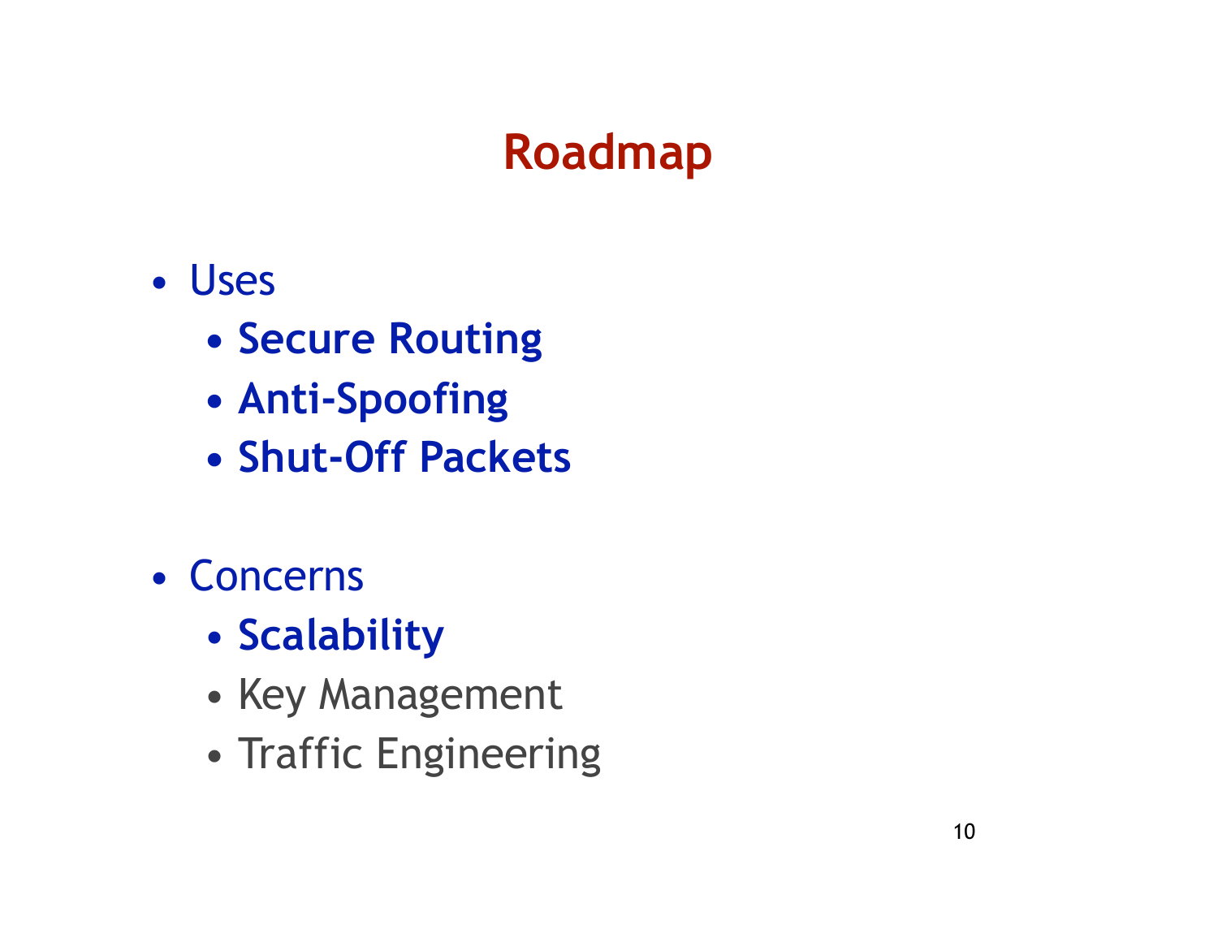# Roadmap

- Uses
  - **Secure Routing**
  - **Anti-Spoofing**
  - **Shut-Off Packets**
- Concerns
  - **Scalability**
  - Key Management
  - Traffic Engineering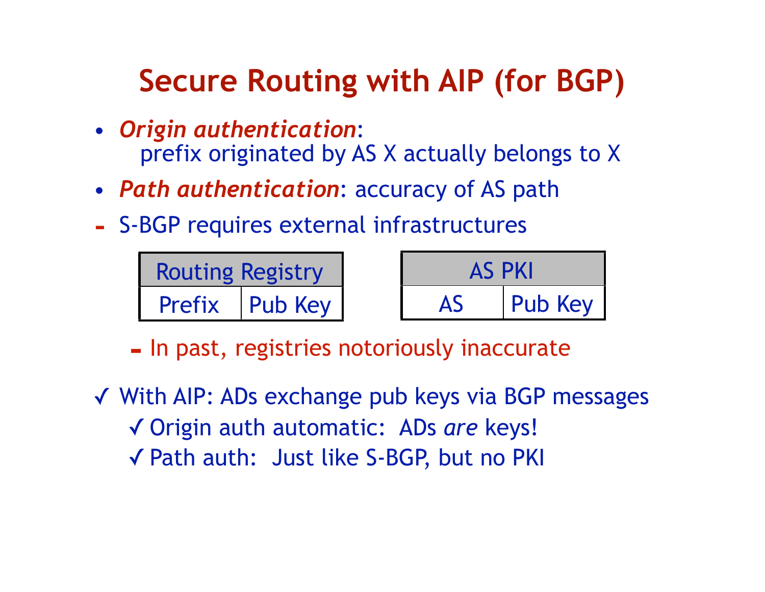# Secure Routing with AIP (for BGP)

- ***Origin authentication***:
  prefix originated by AS X actually belongs to X
- ***Path authentication***: accuracy of AS path
- S-BGP requires external infrastructures

| Routing Registry | |
| --- | --- |
| Prefix | Pub Key |

| AS PKI | |
| --- | --- |
| AS | Pub Key |

  - In past, registries notoriously inaccurate

✓ With AIP: ADs exchange pub keys via BGP messages
  - ✓ Origin auth automatic: ADs *are* keys!
  - ✓ Path auth: Just like S-BGP, but no PKI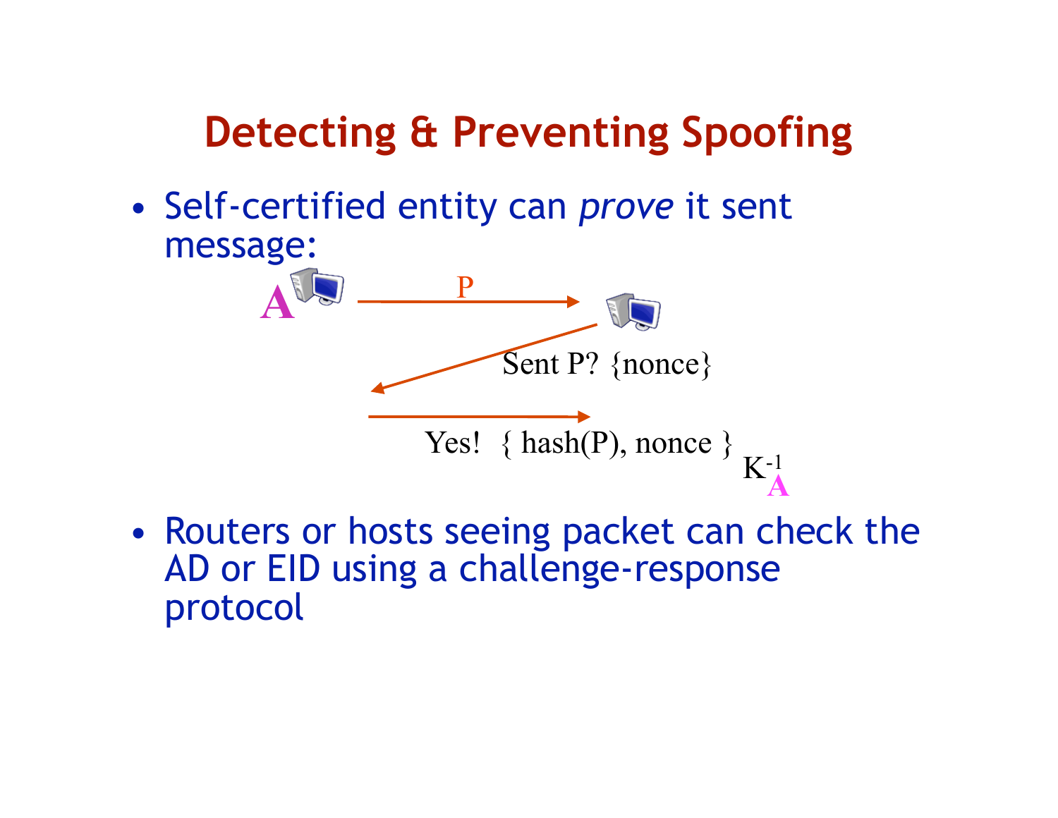# Detecting & Preventing Spoofing

- Self-certified entity can *prove* it sent message:

A — P →

Sent P? {nonce}

Yes! { hash(P), nonce } $K_A^{-1}$

- Routers or hosts seeing packet can check the AD or EID using a challenge-response protocol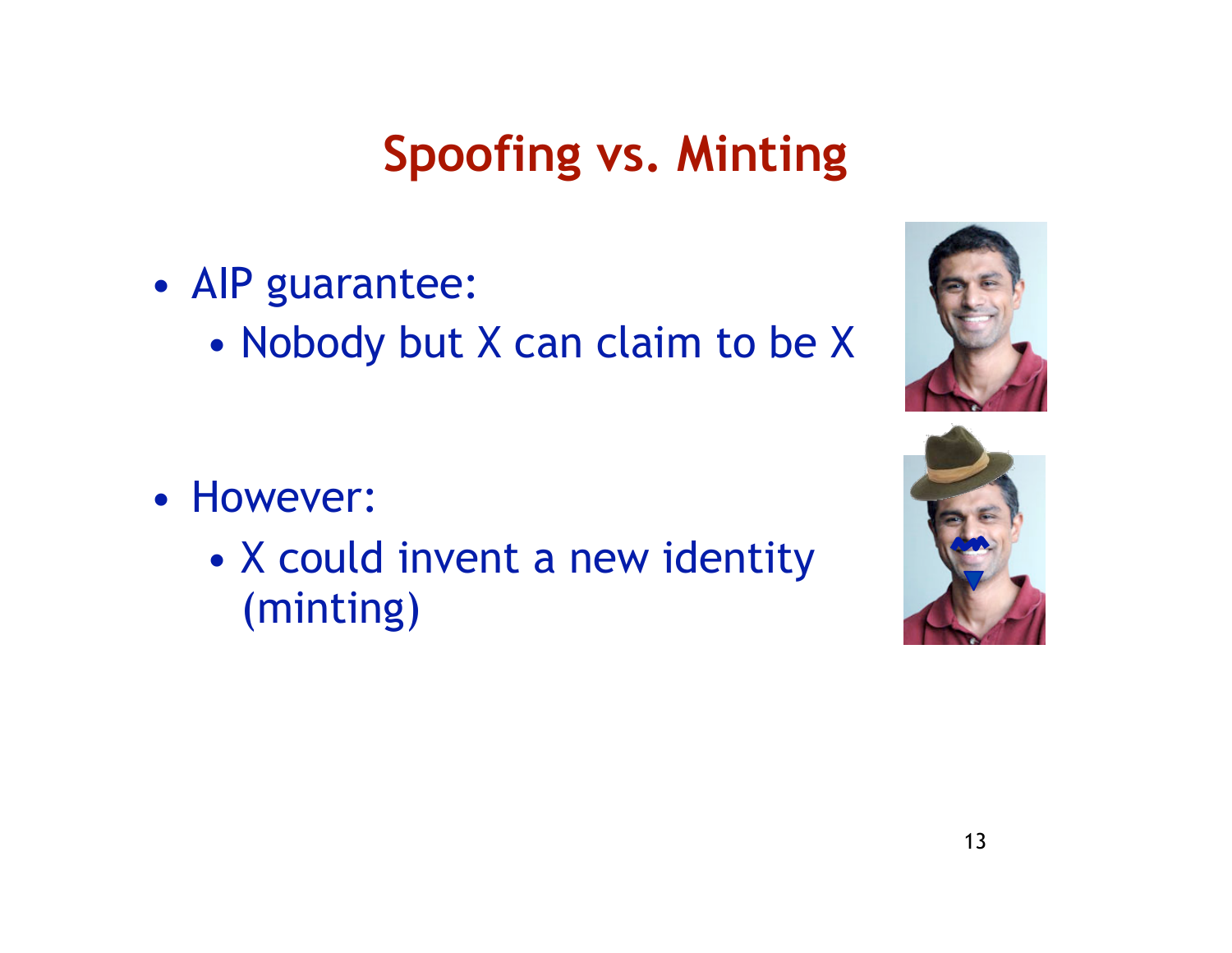# Spoofing vs. Minting

- AIP guarantee:
  - Nobody but X can claim to be X
- However:
  - X could invent a new identity (minting)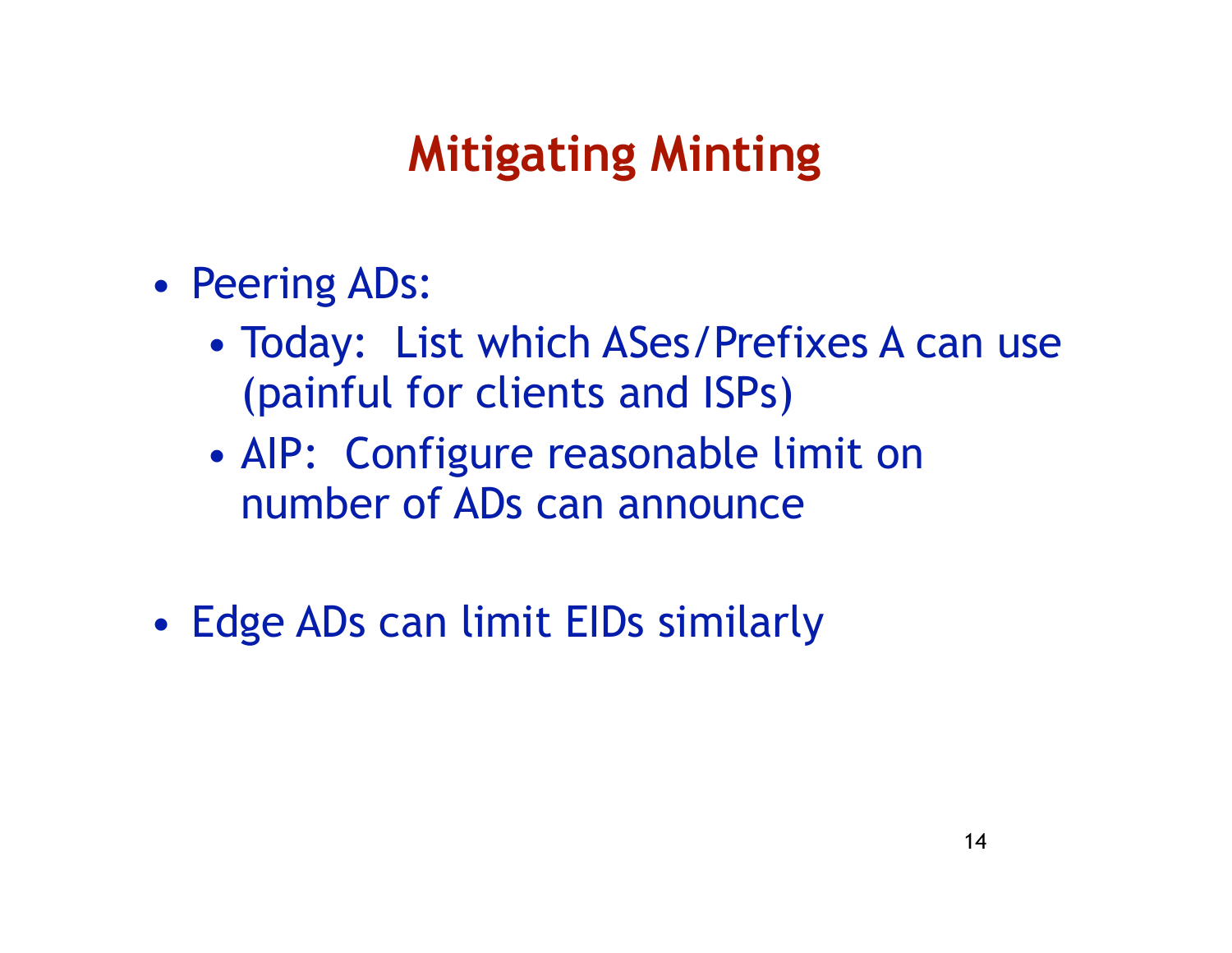# Mitigating Minting

- Peering ADs:
  - Today: List which ASes/Prefixes A can use (painful for clients and ISPs)
  - AIP: Configure reasonable limit on number of ADs can announce
- Edge ADs can limit EIDs similarly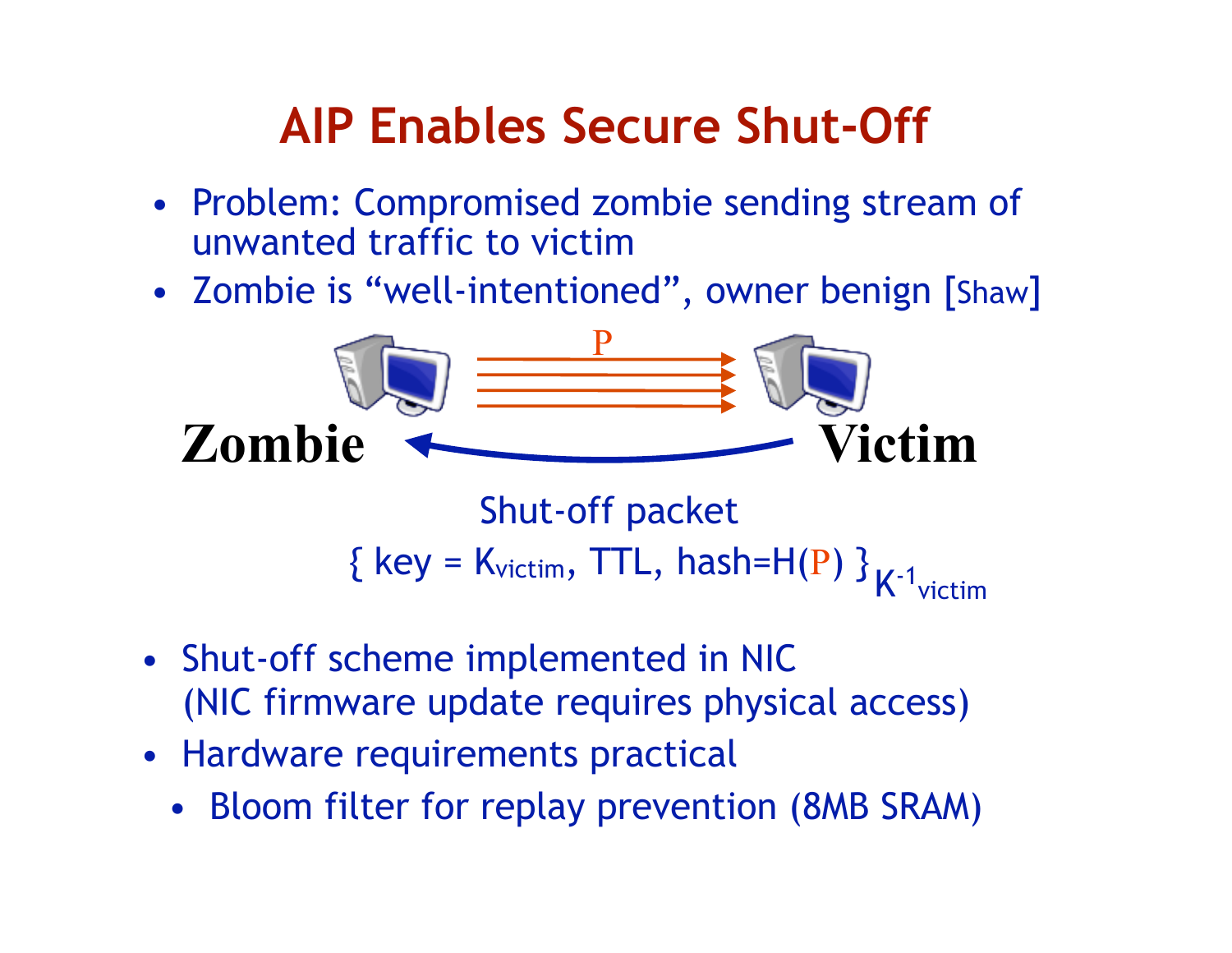# AIP Enables Secure Shut-Off

- Problem: Compromised zombie sending stream of unwanted traffic to victim
- Zombie is "well-intentioned", owner benign [Shaw]

P

**Zombie** **Victim**

Shut-off packet

$\{ \text{key} = K_{victim}, \text{TTL}, \text{hash}=H(P) \}_{K^{-1}_{victim}}$

- Shut-off scheme implemented in NIC (NIC firmware update requires physical access)
- Hardware requirements practical
  - Bloom filter for replay prevention (8MB SRAM)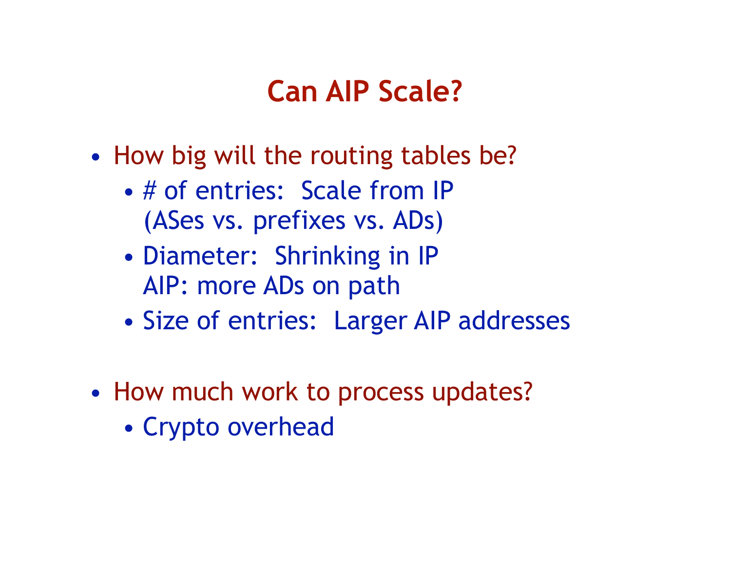# Can AIP Scale?

- How big will the routing tables be?
  - # of entries: Scale from IP (ASes vs. prefixes vs. ADs)
  - Diameter: Shrinking in IP
    AIP: more ADs on path
  - Size of entries: Larger AIP addresses
- How much work to process updates?
  - Crypto overhead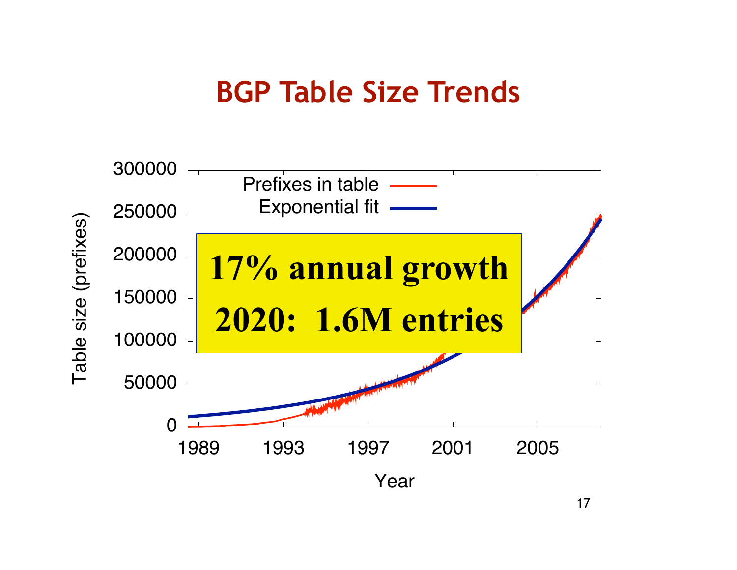# BGP Table Size Trends

Table size (prefixes)

300000
250000
200000
150000
100000
50000
0

Prefixes in table
Exponential fit

**17% annual growth**

**2020: 1.6M entries**

1989 1993 1997 2001 2005

Year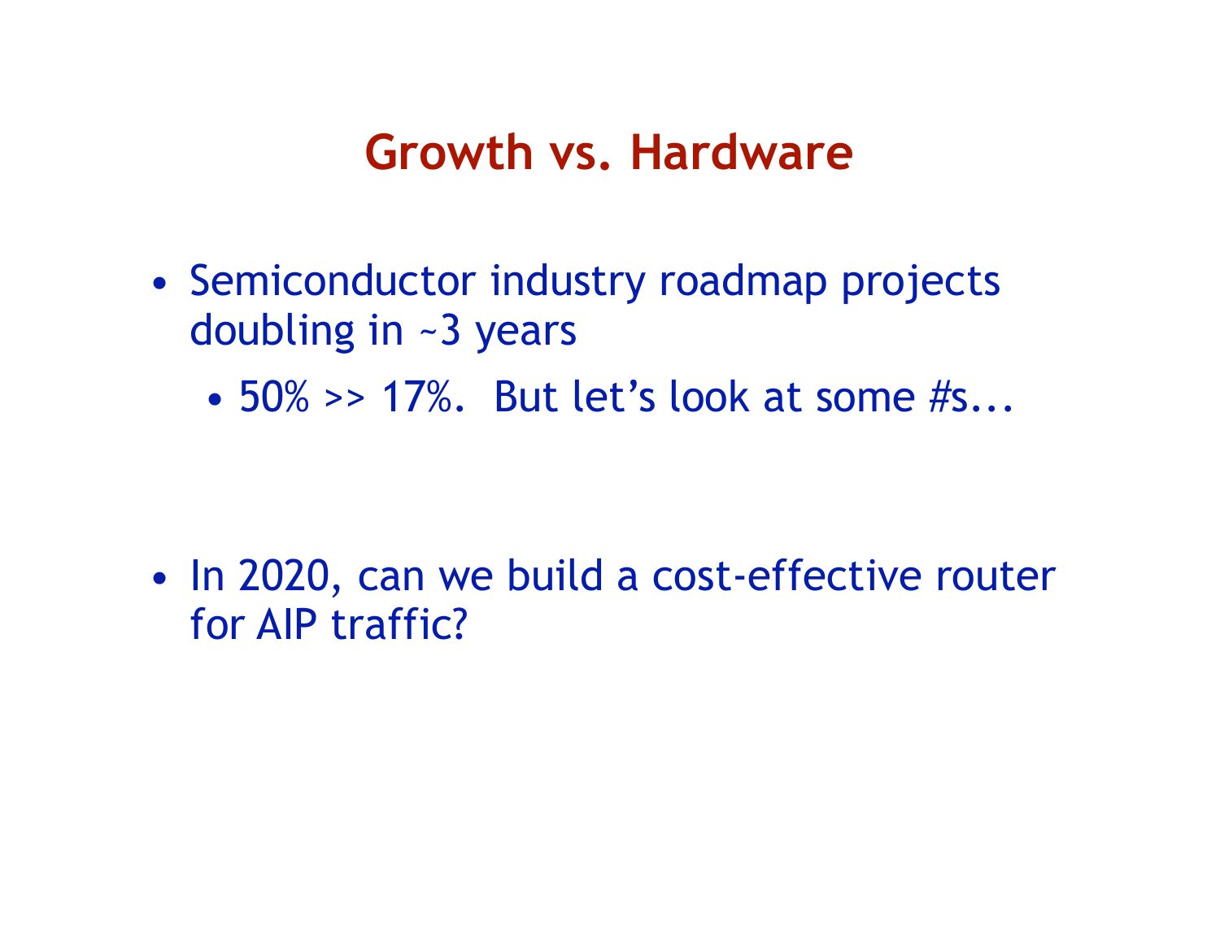# Growth vs. Hardware

- Semiconductor industry roadmap projects doubling in ~3 years
  - 50% >> 17%.  But let's look at some #s...

- In 2020, can we build a cost-effective router for AIP traffic?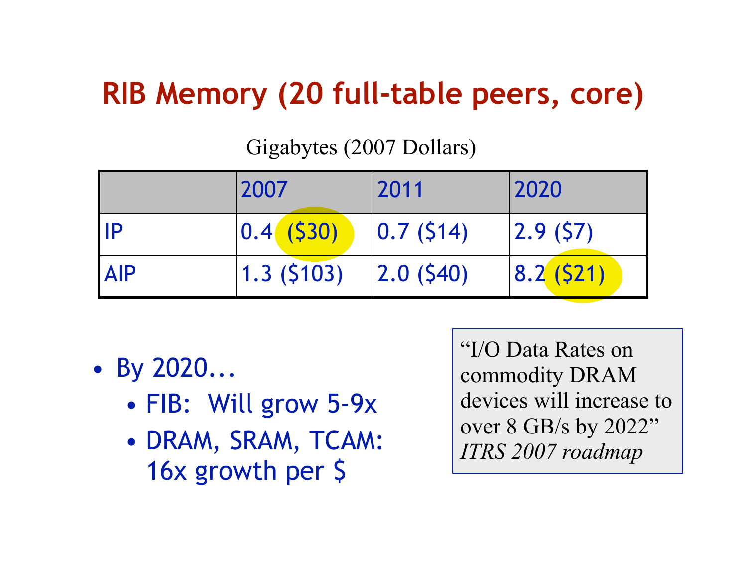# RIB Memory (20 full-table peers, core)

Gigabytes (2007 Dollars)

| | 2007 | 2011 | 2020 |
|---|---|---|---|
| IP | 0.4 ($30) | 0.7 ($14) | 2.9 ($7) |
| AIP | 1.3 ($103) | 2.0 ($40) | 8.2 ($21) |

- By 2020…
  - FIB: Will grow 5-9x
  - DRAM, SRAM, TCAM: 16x growth per $

> "I/O Data Rates on commodity DRAM devices will increase to over 8 GB/s by 2022"
> *ITRS 2007 roadmap*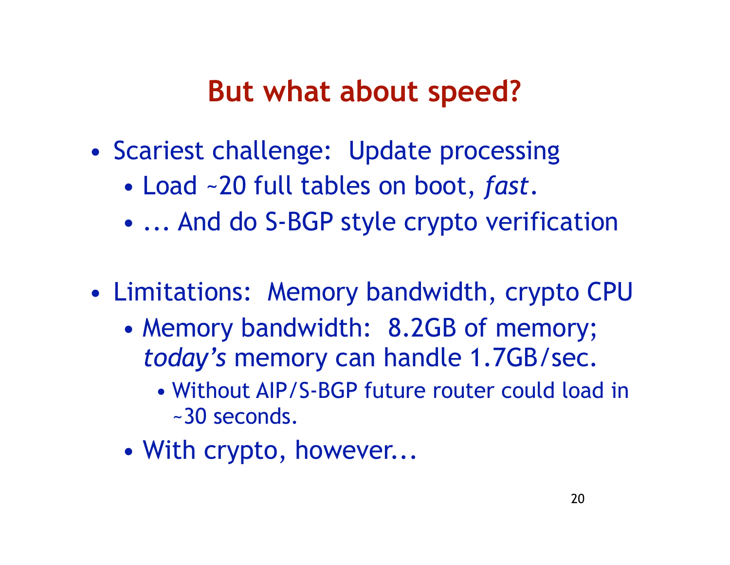# But what about speed?

- Scariest challenge:  Update processing
  - Load ~20 full tables on boot, *fast*.
  - ... And do S-BGP style crypto verification

- Limitations:  Memory bandwidth, crypto CPU
  - Memory bandwidth:  8.2GB of memory; *today's* memory can handle 1.7GB/sec.
    - Without AIP/S-BGP future router could load in ~30 seconds.
  - With crypto, however...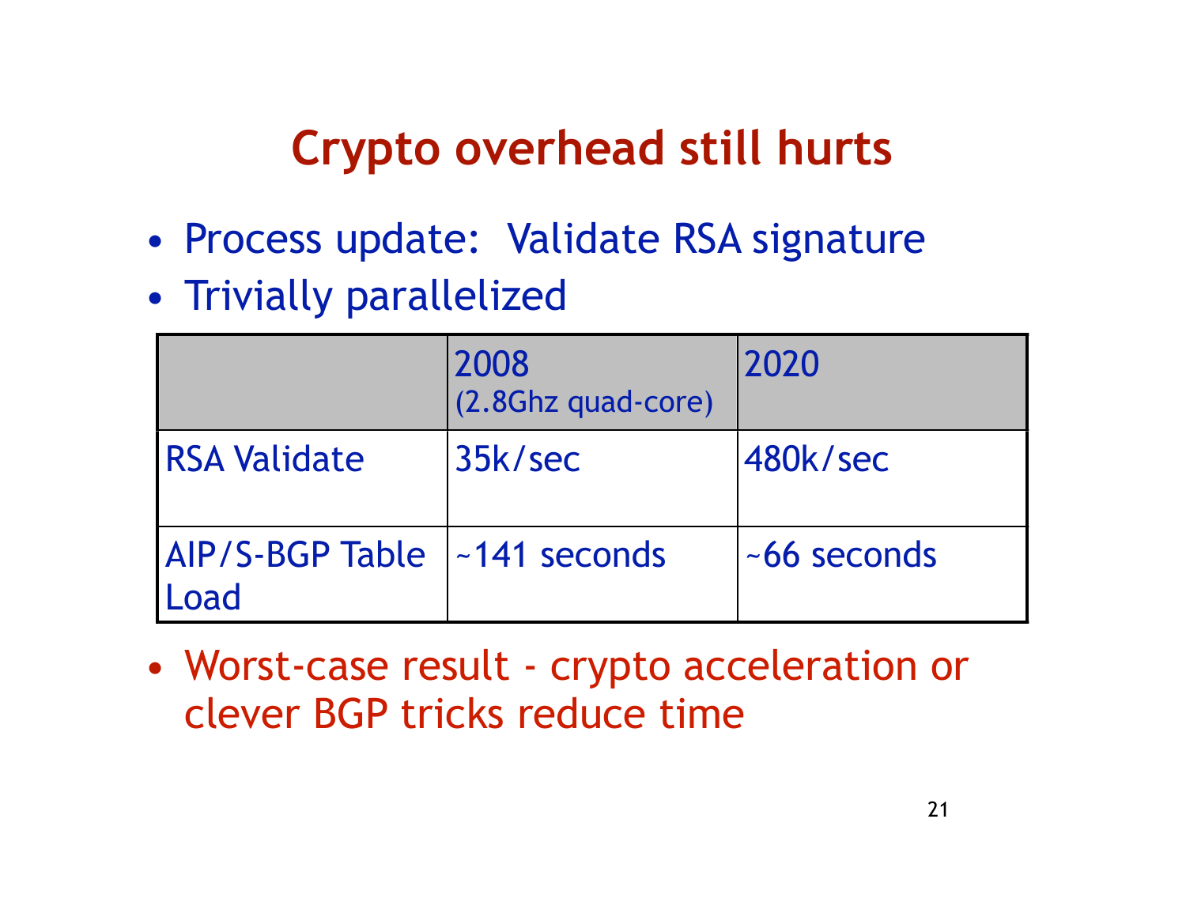# Crypto overhead still hurts

- Process update: Validate RSA signature
- Trivially parallelized

| | 2008 (2.8Ghz quad-core) | 2020 |
|---|---|---|
| RSA Validate | 35k/sec | 480k/sec |
| AIP/S-BGP Table Load | ~141 seconds | ~66 seconds |

- Worst-case result - crypto acceleration or clever BGP tricks reduce time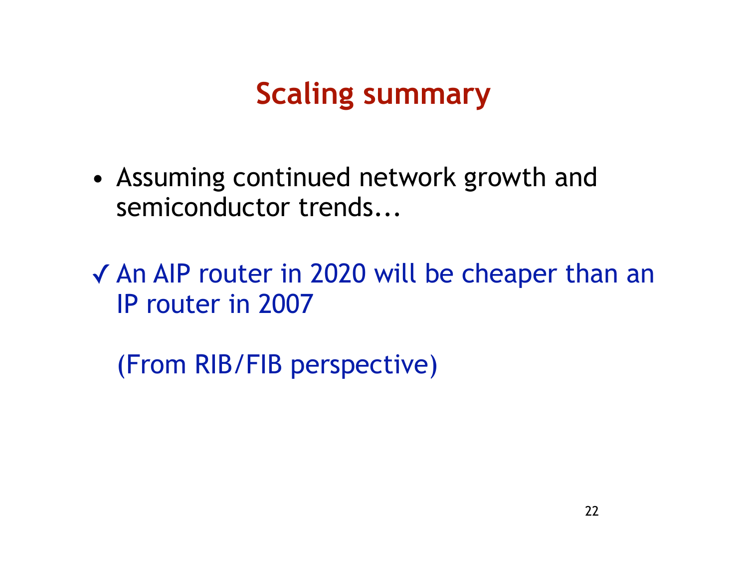# Scaling summary

- Assuming continued network growth and semiconductor trends...

✓ An AIP router in 2020 will be cheaper than an IP router in 2007

(From RIB/FIB perspective)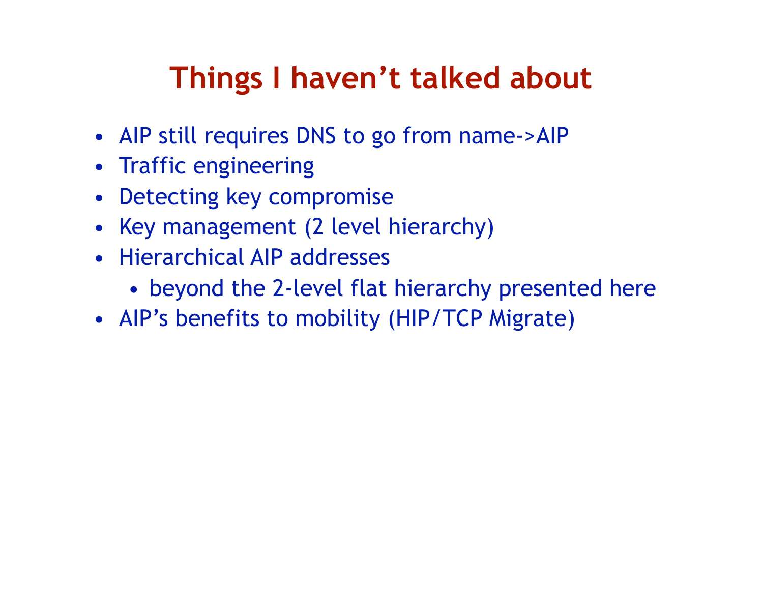# Things I haven't talked about

- AIP still requires DNS to go from name->AIP
- Traffic engineering
- Detecting key compromise
- Key management (2 level hierarchy)
- Hierarchical AIP addresses
  - beyond the 2-level flat hierarchy presented here
- AIP's benefits to mobility (HIP/TCP Migrate)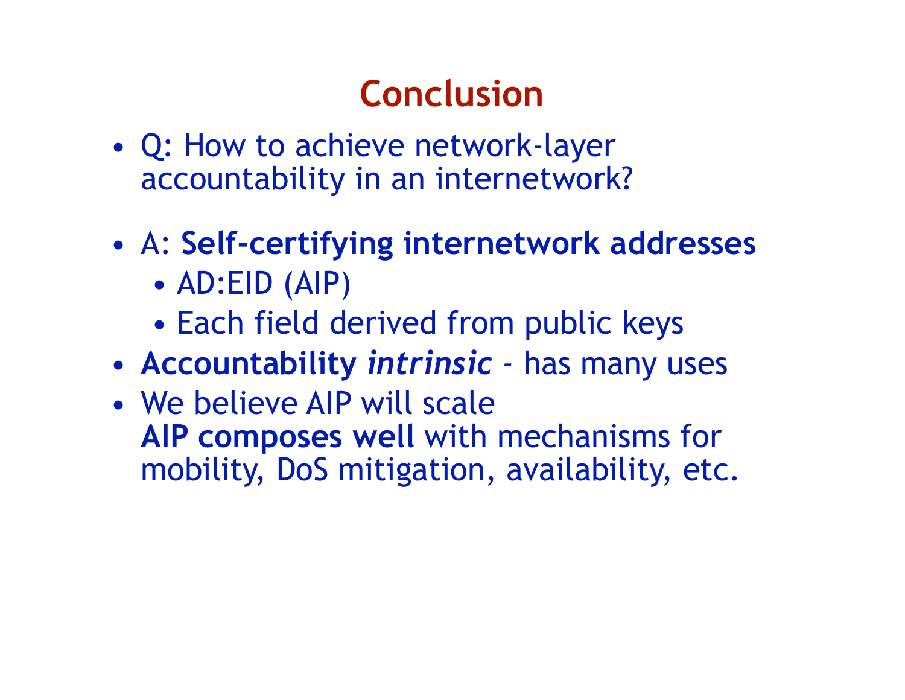# Conclusion

- Q: How to achieve network-layer accountability in an internetwork?
- A: **Self-certifying internetwork addresses**
  - AD:EID (AIP)
  - Each field derived from public keys
- **Accountability *intrinsic*** - has many uses
- We believe AIP will scale
  **AIP composes well** with mechanisms for mobility, DoS mitigation, availability, etc.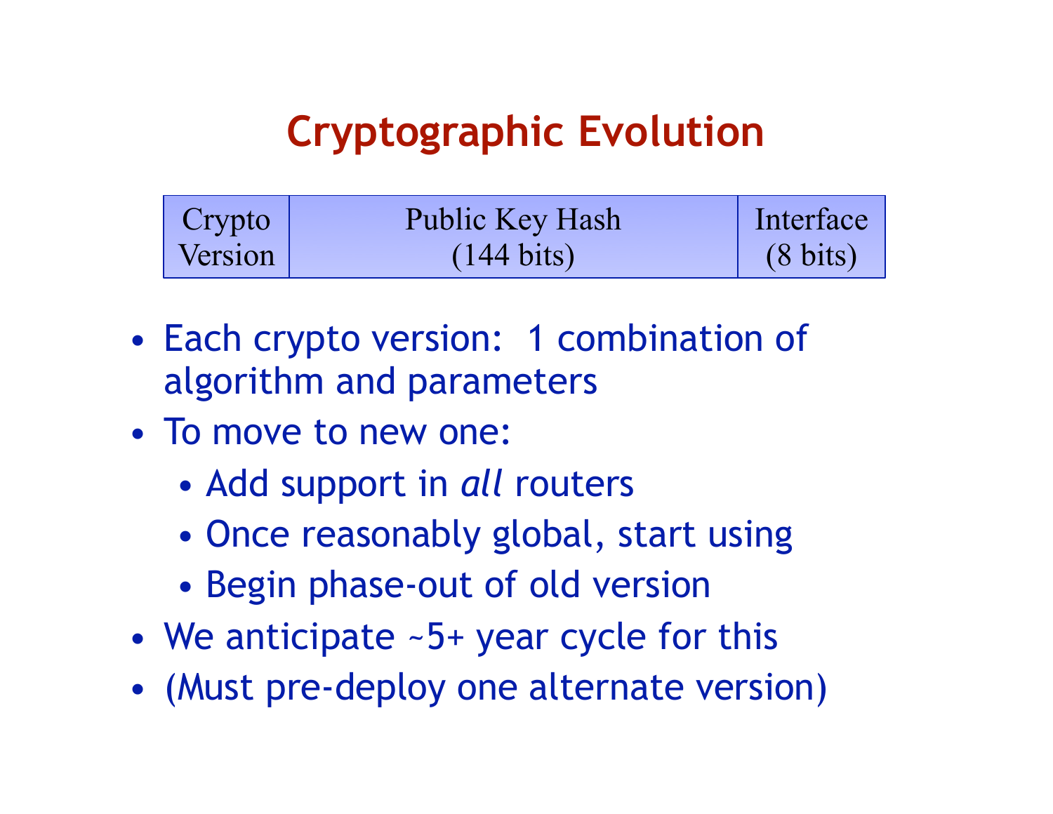# Cryptographic Evolution

| Crypto Version | Public Key Hash (144 bits) | Interface (8 bits) |
| --- | --- | --- |

- Each crypto version: 1 combination of algorithm and parameters
- To move to new one:
  - Add support in *all* routers
  - Once reasonably global, start using
  - Begin phase-out of old version
- We anticipate ~5+ year cycle for this
- (Must pre-deploy one alternate version)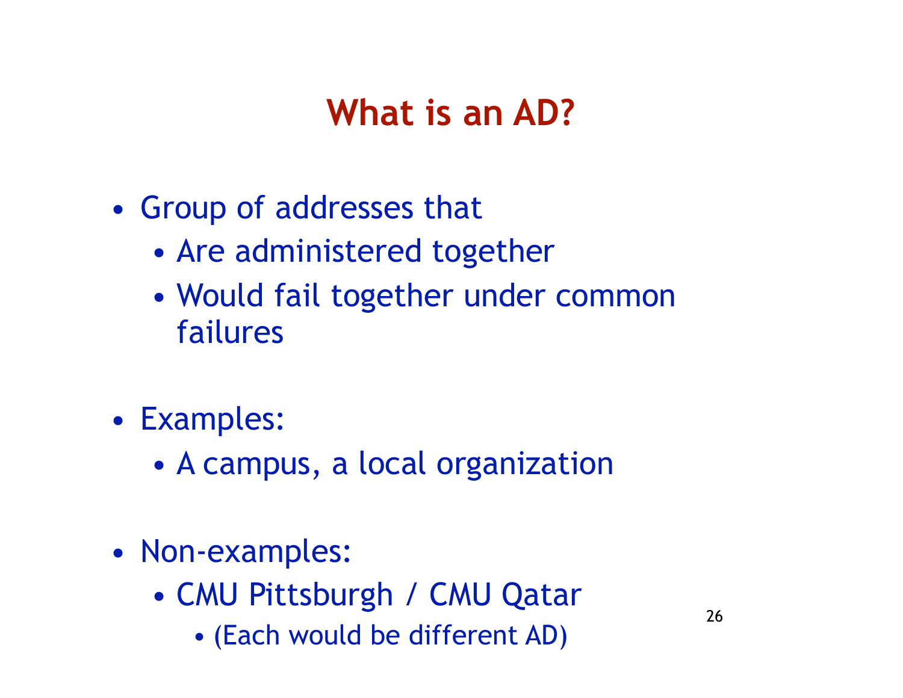# What is an AD?

- Group of addresses that
  - Are administered together
  - Would fail together under common failures

- Examples:
  - A campus, a local organization

- Non-examples:
  - CMU Pittsburgh / CMU Qatar
    - (Each would be different AD)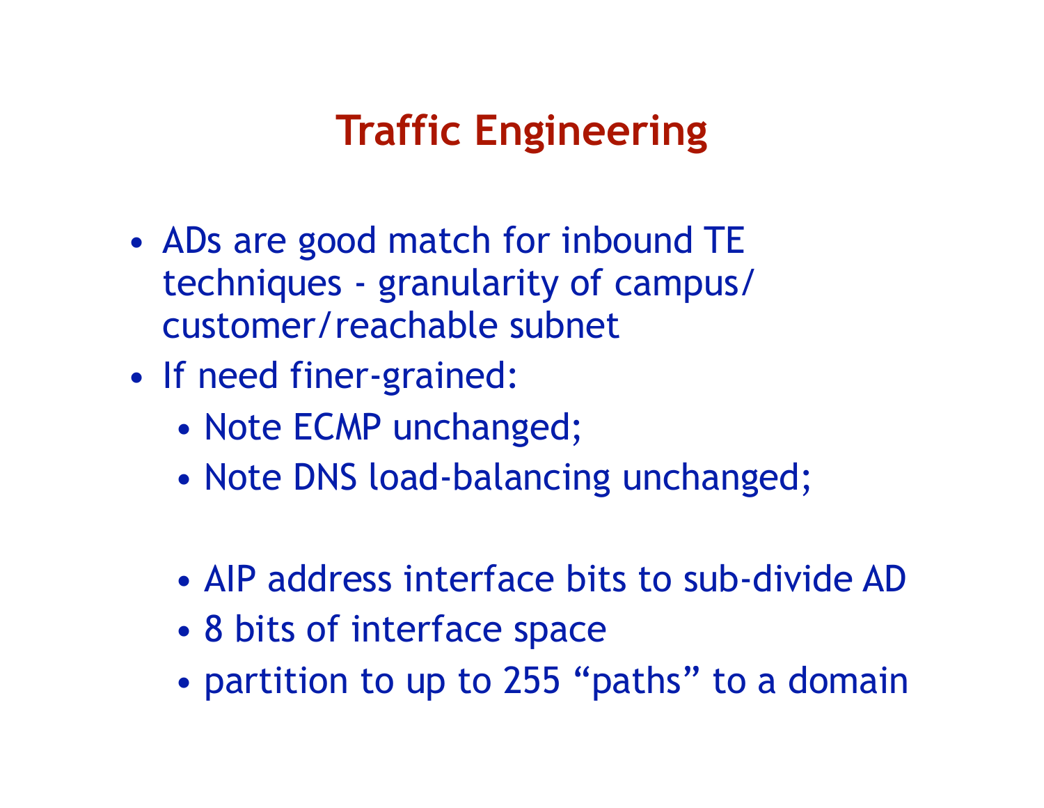# Traffic Engineering

- ADs are good match for inbound TE techniques - granularity of campus/customer/reachable subnet
- If need finer-grained:
  - Note ECMP unchanged;
  - Note DNS load-balancing unchanged;

  - AIP address interface bits to sub-divide AD
  - 8 bits of interface space
  - partition to up to 255 “paths” to a domain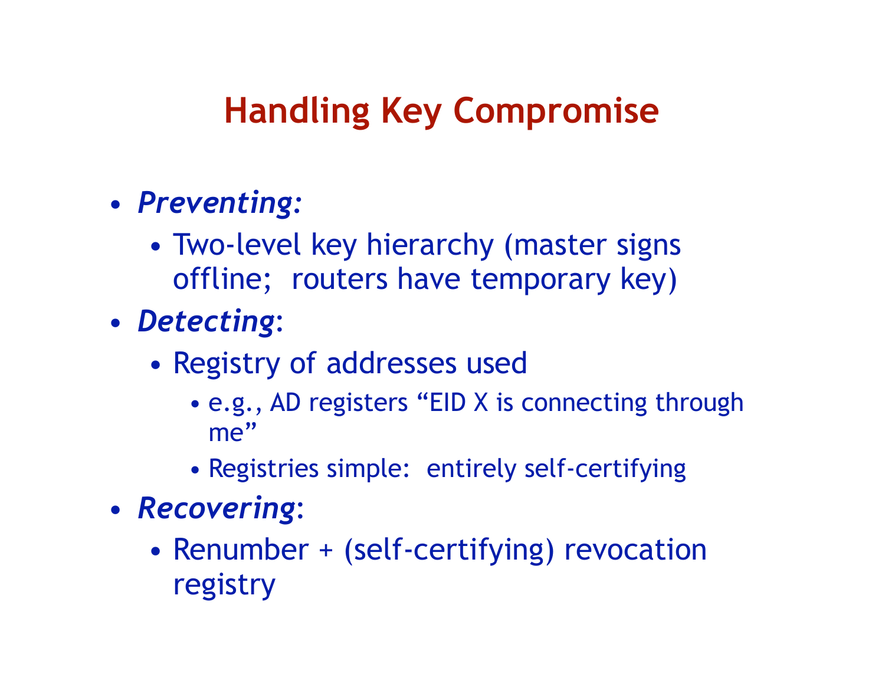# Handling Key Compromise

- ***Preventing:***
  - Two-level key hierarchy (master signs offline; routers have temporary key)
- ***Detecting***:
  - Registry of addresses used
    - e.g., AD registers "EID X is connecting through me"
    - Registries simple: entirely self-certifying
- ***Recovering***:
  - Renumber + (self-certifying) revocation registry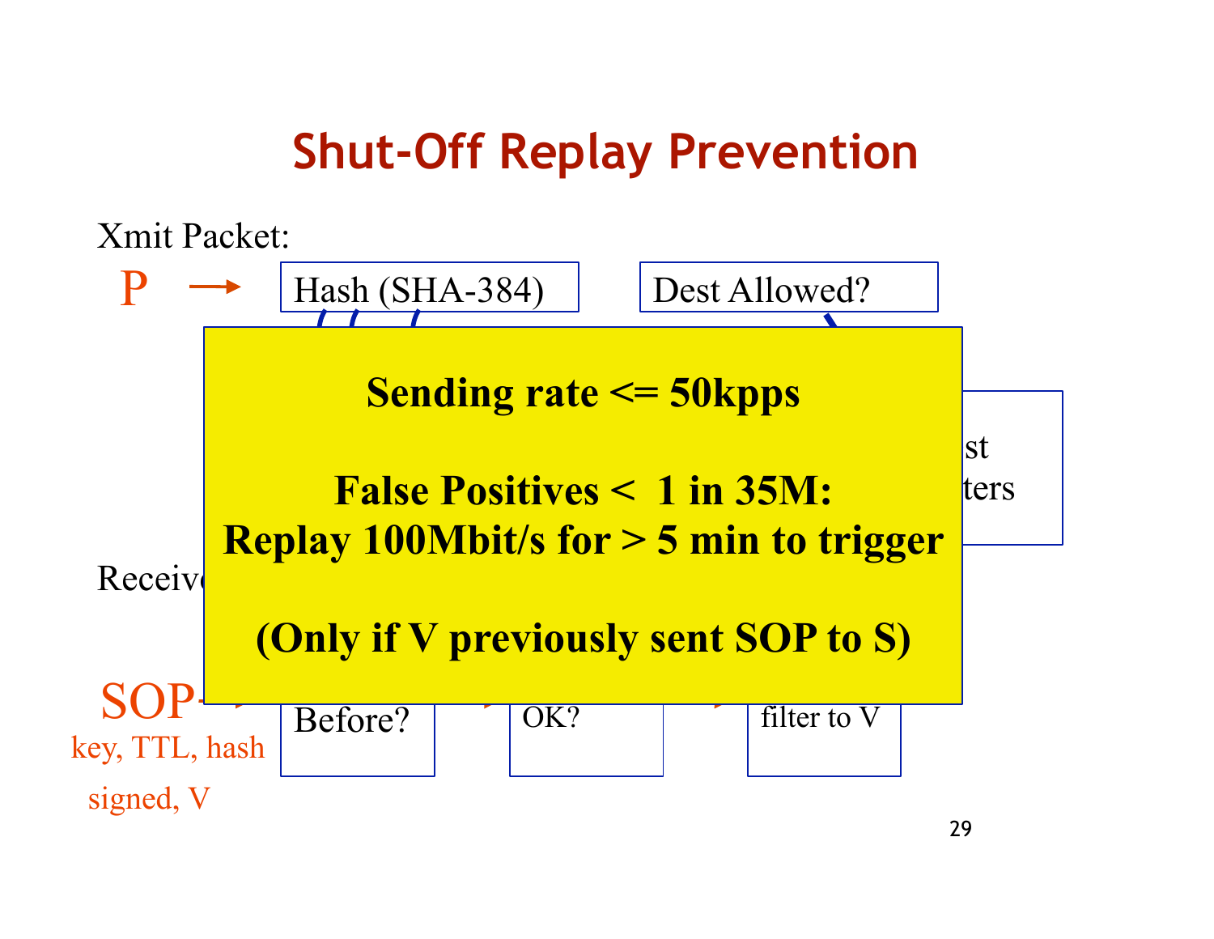# Shut-Off Replay Prevention

Xmit Packet:

P → Hash (SHA-384)  Dest Allowed?

st
ters

Receiv

SOP → Before?  OK?  filter to V

key, TTL, hash

signed, V

**Sending rate <= 50kpps**

**False Positives < 1 in 35M:**
**Replay 100Mbit/s for > 5 min to trigger**

**(Only if V previously sent SOP to S)**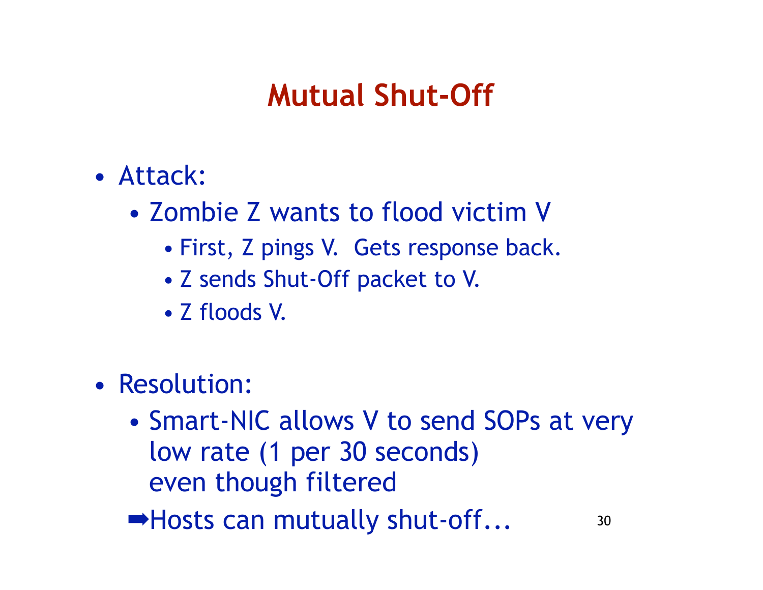# Mutual Shut-Off

- Attack:
  - Zombie Z wants to flood victim V
    - First, Z pings V.  Gets response back.
    - Z sends Shut-Off packet to V.
    - Z floods V.

- Resolution:
  - Smart-NIC allows V to send SOPs at very low rate (1 per 30 seconds) even though filtered

  ➡Hosts can mutually shut-off…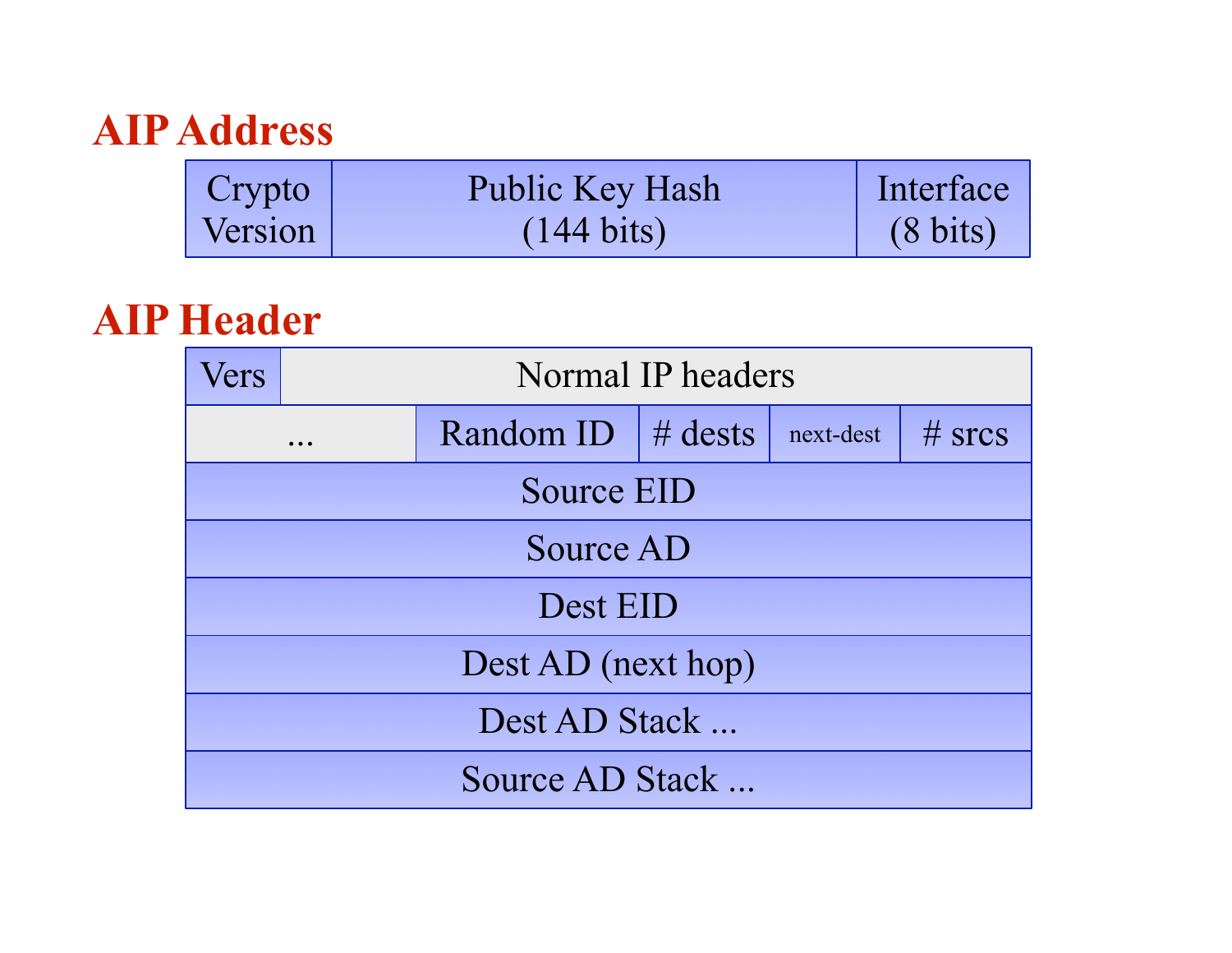## AIP Address

| Crypto Version | Public Key Hash (144 bits) | Interface (8 bits) |
|---|---|---|

## AIP Header

| Vers | Normal IP headers | | | |
|---|---|---|---|---|
| ... | Random ID | # dests | next-dest | # srcs |
| Source EID | | | | |
| Source AD | | | | |
| Dest EID | | | | |
| Dest AD (next hop) | | | | |
| Dest AD Stack ... | | | | |
| Source AD Stack ... | | | | |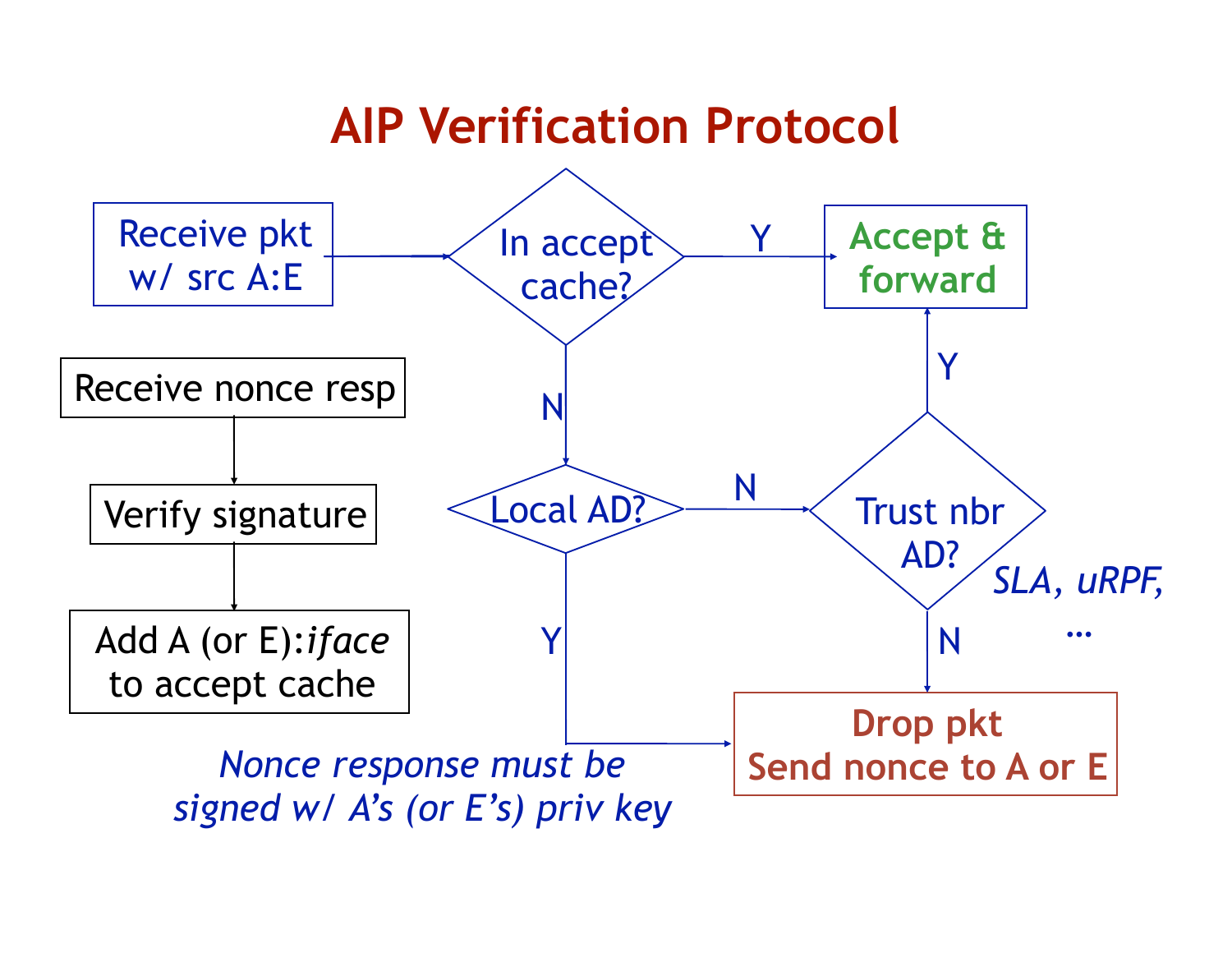# AIP Verification Protocol

- Receive pkt w/ src A:E → **In accept cache?**
  - Y → **Accept & forward**
  - N → **Local AD?**
    - Y → **Drop pkt, Send nonce to A or E**
    - N → **Trust nbr AD?** (*SLA, uRPF, …*)
      - Y → **Accept & forward**
      - N → **Drop pkt, Send nonce to A or E**

Receive nonce resp → Verify signature → Add A (or E):*iface* to accept cache

*Nonce response must be signed w/ A's (or E's) priv key*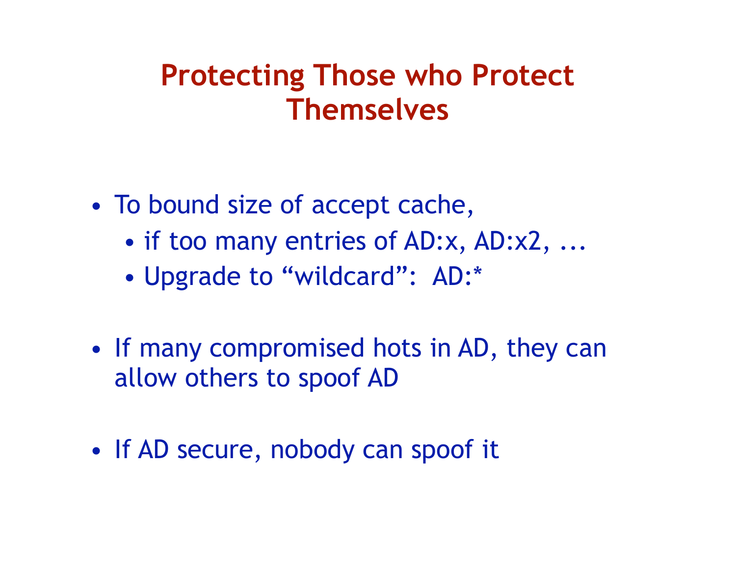# Protecting Those who Protect Themselves

- To bound size of accept cache,
  - if too many entries of AD:x, AD:x2, ...
  - Upgrade to “wildcard”:  AD:*

- If many compromised hots in AD, they can allow others to spoof AD

- If AD secure, nobody can spoof it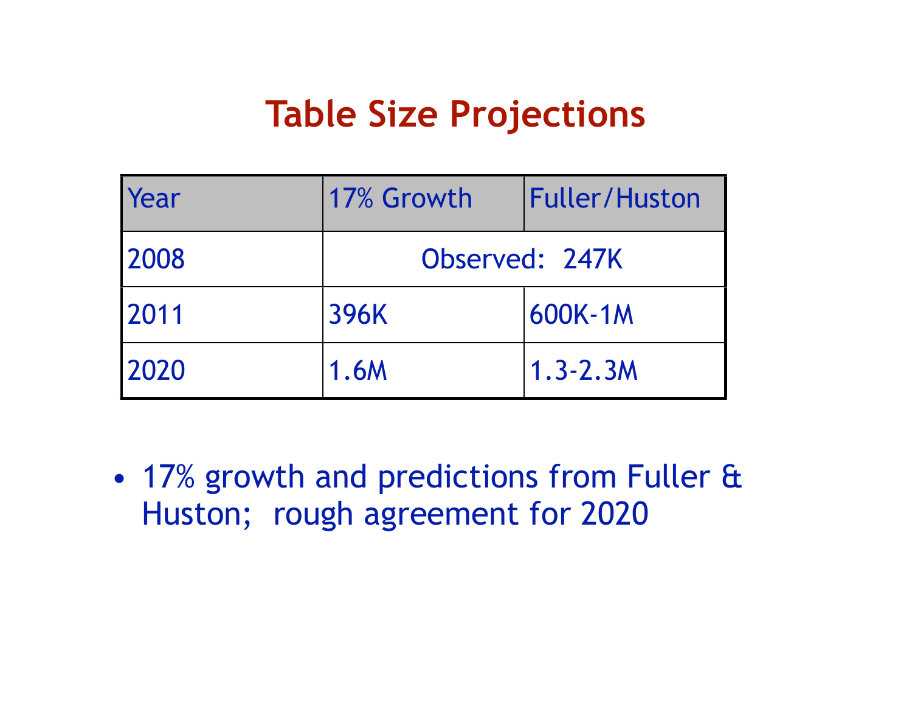# Table Size Projections

| Year | 17% Growth | Fuller/Huston |
|---|---|---|
| 2008 | Observed: 247K | |
| 2011 | 396K | 600K-1M |
| 2020 | 1.6M | 1.3-2.3M |

- 17% growth and predictions from Fuller & Huston; rough agreement for 2020